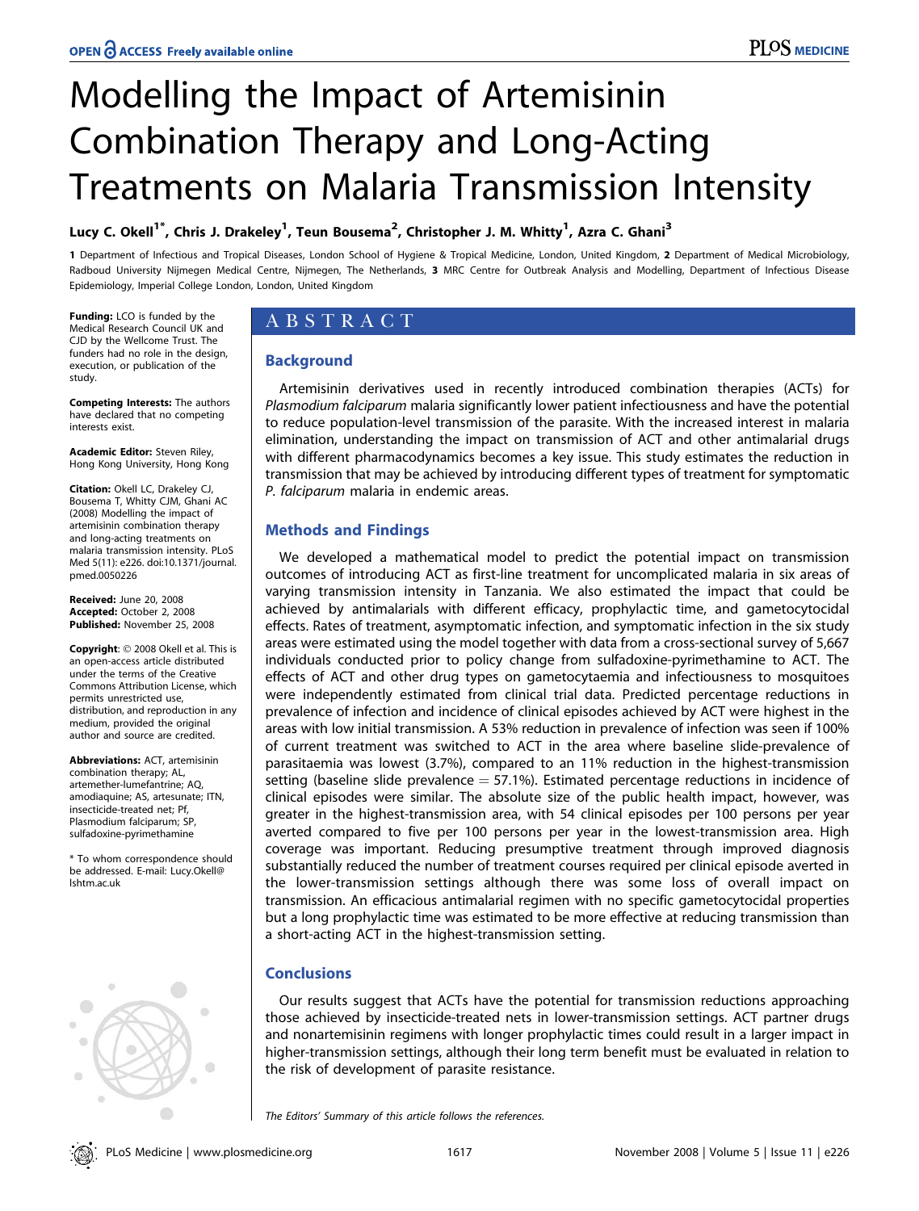# Modelling the Impact of Artemisinin Combination Therapy and Long-Acting Treatments on Malaria Transmission Intensity

**Lucy C. Okell[1*], Chris J. Drakeley[1], Teun Bousema[2], Christopher J. M. Whitty[1], Azra C. Ghani[3]**

1 Department of Infectious and Tropical Diseases, London School of Hygiene & Tropical Medicine, London, United Kingdom, 2 Department of Medical Microbiology, Radboud University Nijmegen Medical Centre, Nijmegen, The Netherlands, 3 MRC Centre for Outbreak Analysis and Modelling, Department of Infectious Disease Epidemiology, Imperial College London, London, United Kingdom

**Funding:** LCO is funded by the Medical Research Council UK and CJD by the Wellcome Trust. The funders had no role in the design, execution, or publication of the study.

**Competing Interests:** The authors have declared that no competing interests exist.

**Academic Editor:** Steven Riley, Hong Kong University, Hong Kong

**Citation:** Okell LC, Drakeley CJ, Bousema T, Whitty CJM, Ghani AC (2008) Modelling the impact of artemisinin combination therapy and long-acting treatments on malaria transmission intensity. PLoS Med 5(11): e226. doi:10.1371/journal.pmed.0050226

**Received:** June 20, 2008
**Accepted:** October 2, 2008
**Published:** November 25, 2008

**Copyright:** © 2008 Okell et al. This is an open-access article distributed under the terms of the Creative Commons Attribution License, which permits unrestricted use, distribution, and reproduction in any medium, provided the original author and source are credited.

**Abbreviations:** ACT, artemisinin combination therapy; AL, artemether-lumefantrine; AQ, amodiaquine; AS, artesunate; ITN, insecticide-treated net; Pf, Plasmodium falciparum; SP, sulfadoxine-pyrimethamine

\* To whom correspondence should be addressed. E-mail: Lucy.Okell@lshtm.ac.uk

## ABSTRACT

### Background

Artemisinin derivatives used in recently introduced combination therapies (ACTs) for *Plasmodium falciparum* malaria significantly lower patient infectiousness and have the potential to reduce population-level transmission of the parasite. With the increased interest in malaria elimination, understanding the impact on transmission of ACT and other antimalarial drugs with different pharmacodynamics becomes a key issue. This study estimates the reduction in transmission that may be achieved by introducing different types of treatment for symptomatic *P. falciparum* malaria in endemic areas.

### Methods and Findings

We developed a mathematical model to predict the potential impact on transmission outcomes of introducing ACT as first-line treatment for uncomplicated malaria in six areas of varying transmission intensity in Tanzania. We also estimated the impact that could be achieved by antimalarials with different efficacy, prophylactic time, and gametocytocidal effects. Rates of treatment, asymptomatic infection, and symptomatic infection in the six study areas were estimated using the model together with data from a cross-sectional survey of 5,667 individuals conducted prior to policy change from sulfadoxine-pyrimethamine to ACT. The effects of ACT and other drug types on gametocytaemia and infectiousness to mosquitoes were independently estimated from clinical trial data. Predicted percentage reductions in prevalence of infection and incidence of clinical episodes achieved by ACT were highest in the areas with low initial transmission. A 53% reduction in prevalence of infection was seen if 100% of current treatment was switched to ACT in the area where baseline slide-prevalence of parasitaemia was lowest (3.7%), compared to an 11% reduction in the highest-transmission setting (baseline slide prevalence = 57.1%). Estimated percentage reductions in incidence of clinical episodes were similar. The absolute size of the public health impact, however, was greater in the highest-transmission area, with 54 clinical episodes per 100 persons per year averted compared to five per 100 persons per year in the lowest-transmission area. High coverage was important. Reducing presumptive treatment through improved diagnosis substantially reduced the number of treatment courses required per clinical episode averted in the lower-transmission settings although there was some loss of overall impact on transmission. An efficacious antimalarial regimen with no specific gametocytocidal properties but a long prophylactic time was estimated to be more effective at reducing transmission than a short-acting ACT in the highest-transmission setting.

### Conclusions

Our results suggest that ACTs have the potential for transmission reductions approaching those achieved by insecticide-treated nets in lower-transmission settings. ACT partner drugs and nonartemisinin regimens with longer prophylactic times could result in a larger impact in higher-transmission settings, although their long term benefit must be evaluated in relation to the risk of development of parasite resistance.

The Editors' Summary of this article follows the references.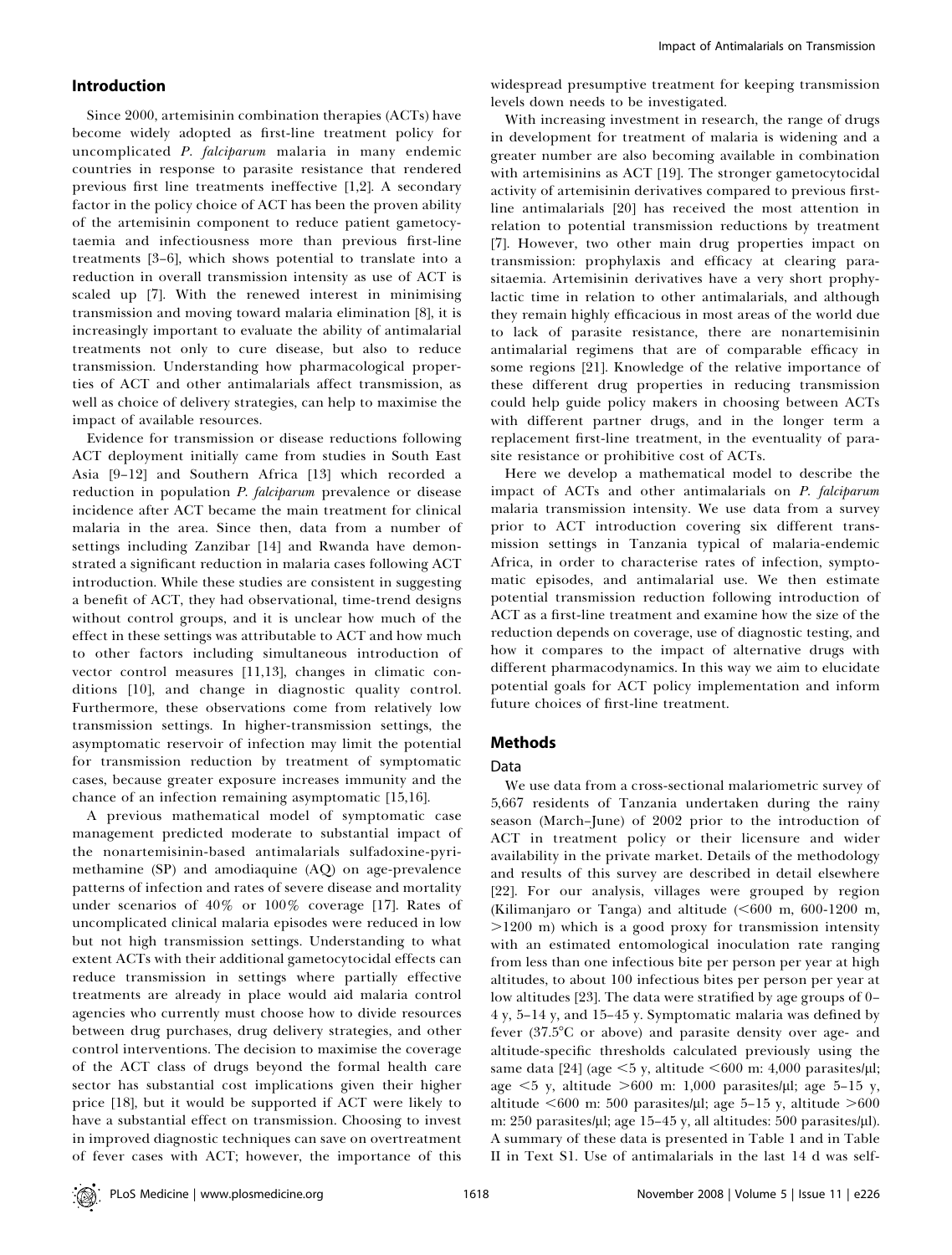## Introduction

Since 2000, artemisinin combination therapies (ACTs) have become widely adopted as first-line treatment policy for uncomplicated *P. falciparum* malaria in many endemic countries in response to parasite resistance that rendered previous first line treatments ineffective [1,2]. A secondary factor in the policy choice of ACT has been the proven ability of the artemisinin component to reduce patient gametocytaemia and infectiousness more than previous first-line treatments [3–6], which shows potential to translate into a reduction in overall transmission intensity as use of ACT is scaled up [7]. With the renewed interest in minimising transmission and moving toward malaria elimination [8], it is increasingly important to evaluate the ability of antimalarial treatments not only to cure disease, but also to reduce transmission. Understanding how pharmacological properties of ACT and other antimalarials affect transmission, as well as choice of delivery strategies, can help to maximise the impact of available resources.

Evidence for transmission or disease reductions following ACT deployment initially came from studies in South East Asia [9–12] and Southern Africa [13] which recorded a reduction in population *P. falciparum* prevalence or disease incidence after ACT became the main treatment for clinical malaria in the area. Since then, data from a number of settings including Zanzibar [14] and Rwanda have demonstrated a significant reduction in malaria cases following ACT introduction. While these studies are consistent in suggesting a benefit of ACT, they had observational, time-trend designs without control groups, and it is unclear how much of the effect in these settings was attributable to ACT and how much to other factors including simultaneous introduction of vector control measures [11,13], changes in climatic conditions [10], and change in diagnostic quality control. Furthermore, these observations come from relatively low transmission settings. In higher-transmission settings, the asymptomatic reservoir of infection may limit the potential for transmission reduction by treatment of symptomatic cases, because greater exposure increases immunity and the chance of an infection remaining asymptomatic [15,16].

A previous mathematical model of symptomatic case management predicted moderate to substantial impact of the nonartemisinin-based antimalarials sulfadoxine-pyrimethamine (SP) and amodiaquine (AQ) on age-prevalence patterns of infection and rates of severe disease and mortality under scenarios of 40% or 100% coverage [17]. Rates of uncomplicated clinical malaria episodes were reduced in low but not high transmission settings. Understanding to what extent ACTs with their additional gametocytocidal effects can reduce transmission in settings where partially effective treatments are already in place would aid malaria control agencies who currently must choose how to divide resources between drug purchases, drug delivery strategies, and other control interventions. The decision to maximise the coverage of the ACT class of drugs beyond the formal health care sector has substantial cost implications given their higher price [18], but it would be supported if ACT were likely to have a substantial effect on transmission. Choosing to invest in improved diagnostic techniques can save on overtreatment of fever cases with ACT; however, the importance of this widespread presumptive treatment for keeping transmission levels down needs to be investigated.

With increasing investment in research, the range of drugs in development for treatment of malaria is widening and a greater number are also becoming available in combination with artemisinins as ACT [19]. The stronger gametocytocidal activity of artemisinin derivatives compared to previous first-line antimalarials [20] has received the most attention in relation to potential transmission reductions by treatment [7]. However, two other main drug properties impact on transmission: prophylaxis and efficacy at clearing parasitaemia. Artemisinin derivatives have a very short prophylactic time in relation to other antimalarials, and although they remain highly efficacious in most areas of the world due to lack of parasite resistance, there are nonartemisinin antimalarial regimens that are of comparable efficacy in some regions [21]. Knowledge of the relative importance of these different drug properties in reducing transmission could help guide policy makers in choosing between ACTs with different partner drugs, and in the longer term a replacement first-line treatment, in the eventuality of parasite resistance or prohibitive cost of ACTs.

Here we develop a mathematical model to describe the impact of ACTs and other antimalarials on *P. falciparum* malaria transmission intensity. We use data from a survey prior to ACT introduction covering six different transmission settings in Tanzania typical of malaria-endemic Africa, in order to characterise rates of infection, symptomatic episodes, and antimalarial use. We then estimate potential transmission reduction following introduction of ACT as a first-line treatment and examine how the size of the reduction depends on coverage, use of diagnostic testing, and how it compares to the impact of alternative drugs with different pharmacodynamics. In this way we aim to elucidate potential goals for ACT policy implementation and inform future choices of first-line treatment.

## Methods

### Data

We use data from a cross-sectional malariometric survey of 5,667 residents of Tanzania undertaken during the rainy season (March–June) of 2002 prior to the introduction of ACT in treatment policy or their licensure and wider availability in the private market. Details of the methodology and results of this survey are described in detail elsewhere [22]. For our analysis, villages were grouped by region (Kilimanjaro or Tanga) and altitude (<600 m, 600-1200 m, >1200 m) which is a good proxy for transmission intensity with an estimated entomological inoculation rate ranging from less than one infectious bite per person per year at high altitudes, to about 100 infectious bites per person per year at low altitudes [23]. The data were stratified by age groups of 0–4 y, 5–14 y, and 15–45 y. Symptomatic malaria was defined by fever (37.5°C or above) and parasite density over age- and altitude-specific thresholds calculated previously using the same data [24] (age <5 y, altitude <600 m: 4,000 parasites/µl; age <5 y, altitude >600 m: 1,000 parasites/µl; age 5–15 y, altitude <600 m: 500 parasites/µl; age 5–15 y, altitude >600 m: 250 parasites/µl; age 15–45 y, all altitudes: 500 parasites/µl). A summary of these data is presented in Table 1 and in Table II in Text S1. Use of antimalarials in the last 14 d was self-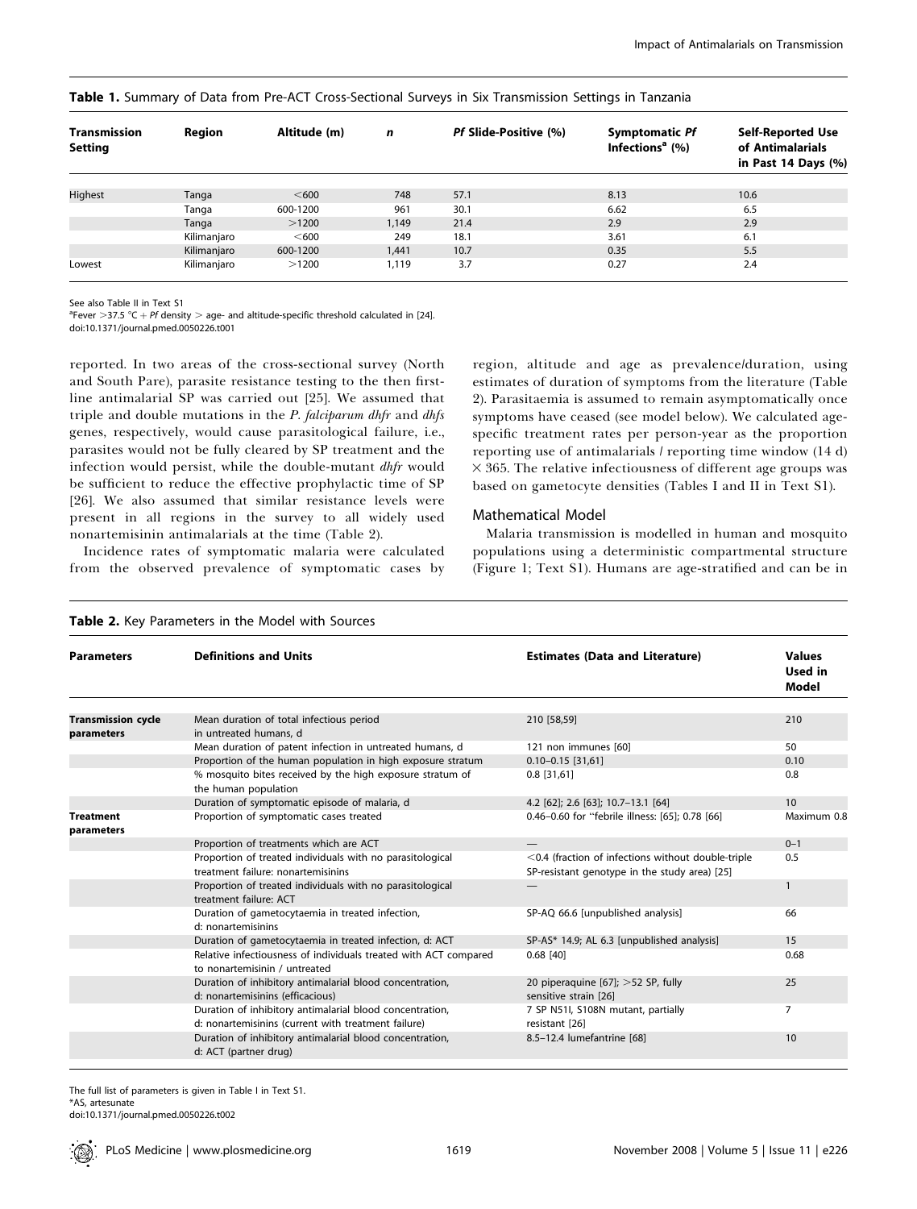**Table 1.** Summary of Data from Pre-ACT Cross-Sectional Surveys in Six Transmission Settings in Tanzania

| Transmission Setting | Region | Altitude (m) | n | *Pf* Slide-Positive (%) | Symptomatic *Pf* Infections[a] (%) | Self-Reported Use of Antimalarials in Past 14 Days (%) |
|---|---|---|---|---|---|---|
| Highest | Tanga | <600 | 748 | 57.1 | 8.13 | 10.6 |
| | Tanga | 600-1200 | 961 | 30.1 | 6.62 | 6.5 |
| | Tanga | >1200 | 1,149 | 21.4 | 2.9 | 2.9 |
| | Kilimanjaro | <600 | 249 | 18.1 | 3.61 | 6.1 |
| | Kilimanjaro | 600-1200 | 1,441 | 10.7 | 0.35 | 5.5 |
| Lowest | Kilimanjaro | >1200 | 1,119 | 3.7 | 0.27 | 2.4 |

See also Table II in Text S1
[a]Fever >37.5 °C + *Pf* density > age- and altitude-specific threshold calculated in [24].
doi:10.1371/journal.pmed.0050226.t001

reported. In two areas of the cross-sectional survey (North and South Pare), parasite resistance testing to the then first-line antimalarial SP was carried out [25]. We assumed that triple and double mutations in the *P. falciparum dhfr* and *dhfs* genes, respectively, would cause parasitological failure, i.e., parasites would not be fully cleared by SP treatment and the infection would persist, while the double-mutant *dhfr* would be sufficient to reduce the effective prophylactic time of SP [26]. We also assumed that similar resistance levels were present in all regions in the survey to all widely used nonartemisinin antimalarials at the time (Table 2).

Incidence rates of symptomatic malaria were calculated from the observed prevalence of symptomatic cases by region, altitude and age as prevalence/duration, using estimates of duration of symptoms from the literature (Table 2). Parasitaemia is assumed to remain asymptomatically once symptoms have ceased (see model below). We calculated age-specific treatment rates per person-year as the proportion reporting use of antimalarials / reporting time window (14 d) × 365. The relative infectiousness of different age groups was based on gametocyte densities (Tables I and II in Text S1).

## Mathematical Model

Malaria transmission is modelled in human and mosquito populations using a deterministic compartmental structure (Figure 1; Text S1). Humans are age-stratified and can be in

**Table 2.** Key Parameters in the Model with Sources

| Parameters | Definitions and Units | Estimates (Data and Literature) | Values Used in Model |
|---|---|---|---|
| **Transmission cycle parameters** | Mean duration of total infectious period in untreated humans, d | 210 [58,59] | 210 |
| | Mean duration of patent infection in untreated humans, d | 121 non immunes [60] | 50 |
| | Proportion of the human population in high exposure stratum | 0.10–0.15 [31,61] | 0.10 |
| | % mosquito bites received by the high exposure stratum of the human population | 0.8 [31,61] | 0.8 |
| | Duration of symptomatic episode of malaria, d | 4.2 [62]; 2.6 [63]; 10.7–13.1 [64] | 10 |
| **Treatment parameters** | Proportion of symptomatic cases treated | 0.46–0.60 for "febrile illness: [65]; 0.78 [66] | Maximum 0.8 |
| | Proportion of treatments which are ACT | — | 0–1 |
| | Proportion of treated individuals with no parasitological treatment failure: nonartemisinins | <0.4 (fraction of infections without double-triple SP-resistant genotype in the study area) [25] | 0.5 |
| | Proportion of treated individuals with no parasitological treatment failure: ACT | — | 1 |
| | Duration of gametocytaemia in treated infection, d: nonartemisinins | SP-AQ 66.6 [unpublished analysis] | 66 |
| | Duration of gametocytaemia in treated infection, d: ACT | SP-AS* 14.9; AL 6.3 [unpublished analysis] | 15 |
| | Relative infectiousness of individuals treated with ACT compared to nonartemisinin / untreated | 0.68 [40] | 0.68 |
| | Duration of inhibitory antimalarial blood concentration, d: nonartemisinins (efficacious) | 20 piperaquine [67]; >52 SP, fully sensitive strain [26] | 25 |
| | Duration of inhibitory antimalarial blood concentration, d: nonartemisinins (current with treatment failure) | 7 SP N51I, S108N mutant, partially resistant [26] | 7 |
| | Duration of inhibitory antimalarial blood concentration, d: ACT (partner drug) | 8.5–12.4 lumefantrine [68] | 10 |

The full list of parameters is given in Table I in Text S1.
*AS, artesunate
doi:10.1371/journal.pmed.0050226.t002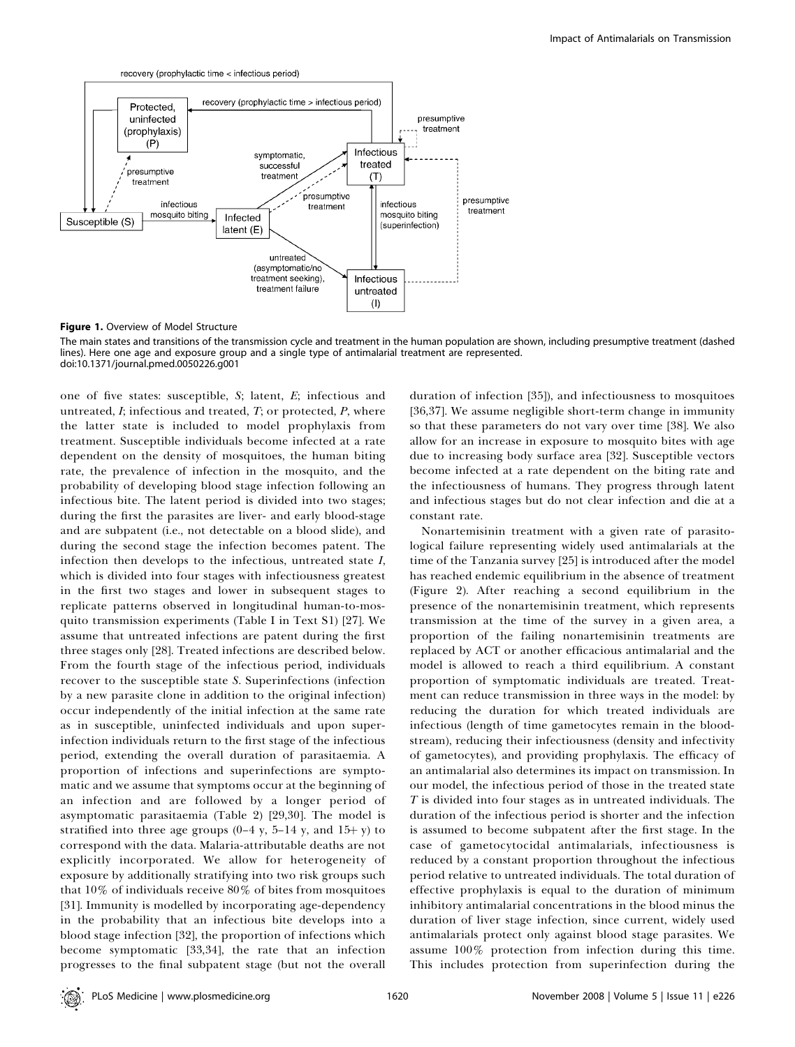**Figure 1.** Overview of Model Structure

The main states and transitions of the transmission cycle and treatment in the human population are shown, including presumptive treatment (dashed lines). Here one age and exposure group and a single type of antimalarial treatment are represented.
doi:10.1371/journal.pmed.0050226.g001

one of five states: susceptible, *S*; latent, *E*; infectious and untreated, *I*; infectious and treated, *T*; or protected, *P*, where the latter state is included to model prophylaxis from treatment. Susceptible individuals become infected at a rate dependent on the density of mosquitoes, the human biting rate, the prevalence of infection in the mosquito, and the probability of developing blood stage infection following an infectious bite. The latent period is divided into two stages; during the first the parasites are liver- and early blood-stage and are subpatent (i.e., not detectable on a blood slide), and during the second stage the infection becomes patent. The infection then develops to the infectious, untreated state *I*, which is divided into four stages with infectiousness greatest in the first two stages and lower in subsequent stages to replicate patterns observed in longitudinal human-to-mosquito transmission experiments (Table I in Text S1) [27]. We assume that untreated infections are patent during the first three stages only [28]. Treated infections are described below. From the fourth stage of the infectious period, individuals recover to the susceptible state *S*. Superinfections (infection by a new parasite clone in addition to the original infection) occur independently of the initial infection at the same rate as in susceptible, uninfected individuals and upon superinfection individuals return to the first stage of the infectious period, extending the overall duration of parasitaemia. A proportion of infections and superinfections are symptomatic and we assume that symptoms occur at the beginning of an infection and are followed by a longer period of asymptomatic parasitaemia (Table 2) [29,30]. The model is stratified into three age groups (0–4 y, 5–14 y, and 15+ y) to correspond with the data. Malaria-attributable deaths are not explicitly incorporated. We allow for heterogeneity of exposure by additionally stratifying into two risk groups such that 10% of individuals receive 80% of bites from mosquitoes [31]. Immunity is modelled by incorporating age-dependency in the probability that an infectious bite develops into a blood stage infection [32], the proportion of infections which become symptomatic [33,34], the rate that an infection progresses to the final subpatent stage (but not the overall duration of infection [35]), and infectiousness to mosquitoes [36,37]. We assume negligible short-term change in immunity so that these parameters do not vary over time [38]. We also allow for an increase in exposure to mosquito bites with age due to increasing body surface area [32]. Susceptible vectors become infected at a rate dependent on the biting rate and the infectiousness of humans. They progress through latent and infectious stages but do not clear infection and die at a constant rate.

Nonartemisinin treatment with a given rate of parasitological failure representing widely used antimalarials at the time of the Tanzania survey [25] is introduced after the model has reached endemic equilibrium in the absence of treatment (Figure 2). After reaching a second equilibrium in the presence of the nonartemisinin treatment, which represents transmission at the time of the survey in a given area, a proportion of the failing nonartemisinin treatments are replaced by ACT or another efficacious antimalarial and the model is allowed to reach a third equilibrium. A constant proportion of symptomatic individuals are treated. Treatment can reduce transmission in three ways in the model: by reducing the duration for which treated individuals are infectious (length of time gametocytes remain in the bloodstream), reducing their infectiousness (density and infectivity of gametocytes), and providing prophylaxis. The efficacy of an antimalarial also determines its impact on transmission. In our model, the infectious period of those in the treated state *T* is divided into four stages as in untreated individuals. The duration of the infectious period is shorter and the infection is assumed to become subpatent after the first stage. In the case of gametocytocidal antimalarials, infectiousness is reduced by a constant proportion throughout the infectious period relative to untreated individuals. The total duration of effective prophylaxis is equal to the duration of minimum inhibitory antimalarial concentrations in the blood minus the duration of liver stage infection, since current, widely used antimalarials protect only against blood stage parasites. We assume 100% protection from infection during this time. This includes protection from superinfection during the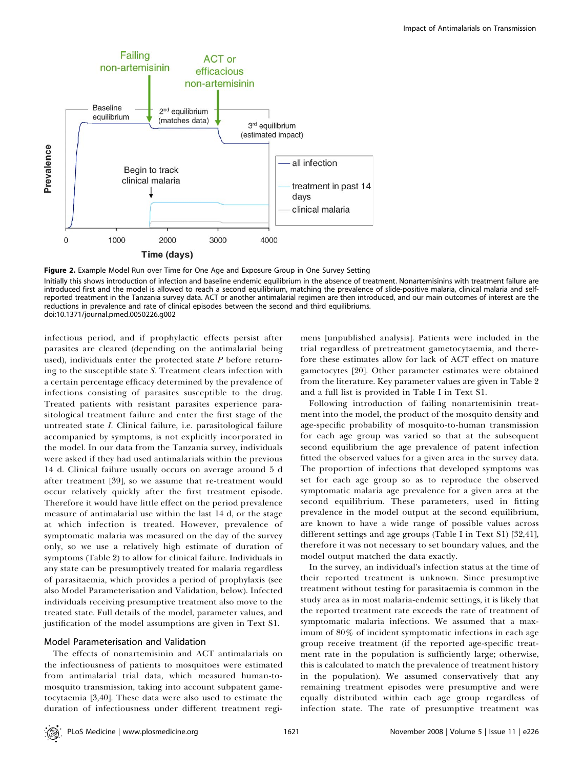**Figure 2.** Example Model Run over Time for One Age and Exposure Group in One Survey Setting

Initially this shows introduction of infection and baseline endemic equilibrium in the absence of treatment. Nonartemisinins with treatment failure are introduced first and the model is allowed to reach a second equilibrium, matching the prevalence of slide-positive malaria, clinical malaria and self-reported treatment in the Tanzania survey data. ACT or another antimalarial regimen are then introduced, and our main outcomes of interest are the reductions in prevalence and rate of clinical episodes between the second and third equilibriums.
doi:10.1371/journal.pmed.0050226.g002

infectious period, and if prophylactic effects persist after parasites are cleared (depending on the antimalarial being used), individuals enter the protected state *P* before returning to the susceptible state *S*. Treatment clears infection with a certain percentage efficacy determined by the prevalence of infections consisting of parasites susceptible to the drug. Treated patients with resistant parasites experience parasitological treatment failure and enter the first stage of the untreated state *I*. Clinical failure, i.e. parasitological failure accompanied by symptoms, is not explicitly incorporated in the model. In our data from the Tanzania survey, individuals were asked if they had used antimalarials within the previous 14 d. Clinical failure usually occurs on average around 5 d after treatment [39], so we assume that re-treatment would occur relatively quickly after the first treatment episode. Therefore it would have little effect on the period prevalence measure of antimalarial use within the last 14 d, or the stage at which infection is treated. However, prevalence of symptomatic malaria was measured on the day of the survey only, so we use a relatively high estimate of duration of symptoms (Table 2) to allow for clinical failure. Individuals in any state can be presumptively treated for malaria regardless of parasitaemia, which provides a period of prophylaxis (see also Model Parameterisation and Validation, below). Infected individuals receiving presumptive treatment also move to the treated state. Full details of the model, parameter values, and justification of the model assumptions are given in Text S1.

## Model Parameterisation and Validation

The effects of nonartemisinin and ACT antimalarials on the infectiousness of patients to mosquitoes were estimated from antimalarial trial data, which measured human-to-mosquito transmission, taking into account subpatent gametocytaemia [3,40]. These data were also used to estimate the duration of infectiousness under different treatment regimens [unpublished analysis]. Patients were included in the trial regardless of pretreatment gametocytaemia, and therefore these estimates allow for lack of ACT effect on mature gametocytes [20]. Other parameter estimates were obtained from the literature. Key parameter values are given in Table 2 and a full list is provided in Table I in Text S1.

Following introduction of failing nonartemisinin treatment into the model, the product of the mosquito density and age-specific probability of mosquito-to-human transmission for each age group was varied so that at the subsequent second equilibrium the age prevalence of patent infection fitted the observed values for a given area in the survey data. The proportion of infections that developed symptoms was set for each age group so as to reproduce the observed symptomatic malaria age prevalence for a given area at the second equilibrium. These parameters, used in fitting prevalence in the model output at the second equilibrium, are known to have a wide range of possible values across different settings and age groups (Table I in Text S1) [32,41], therefore it was not necessary to set boundary values, and the model output matched the data exactly.

In the survey, an individual's infection status at the time of their reported treatment is unknown. Since presumptive treatment without testing for parasitaemia is common in the study area as in most malaria-endemic settings, it is likely that the reported treatment rate exceeds the rate of treatment of symptomatic malaria infections. We assumed that a maximum of 80% of incident symptomatic infections in each age group receive treatment (if the reported age-specific treatment rate in the population is sufficiently large; otherwise, this is calculated to match the prevalence of treatment history in the population). We assumed conservatively that any remaining treatment episodes were presumptive and were equally distributed within each age group regardless of infection state. The rate of presumptive treatment was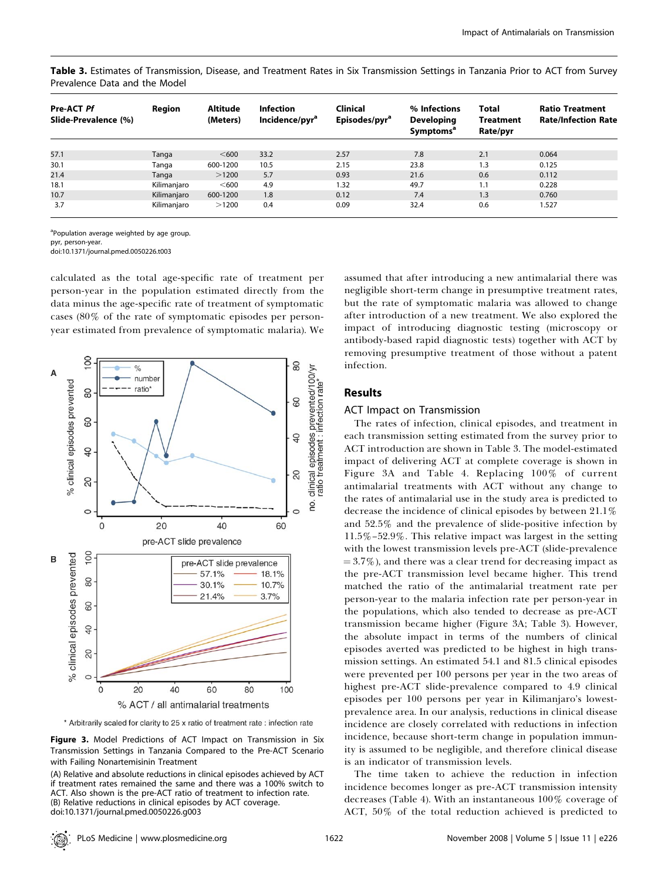**Table 3.** Estimates of Transmission, Disease, and Treatment Rates in Six Transmission Settings in Tanzania Prior to ACT from Survey Prevalence Data and the Model

| Pre-ACT *Pf* Slide-Prevalence (%) | Region | Altitude (Meters) | Infection Incidence/pyr[a] | Clinical Episodes/pyr[a] | % Infections Developing Symptoms[a] | Total Treatment Rate/pyr | Ratio Treatment Rate/Infection Rate |
|---|---|---|---|---|---|---|---|
| 57.1 | Tanga | <600 | 33.2 | 2.57 | 7.8 | 2.1 | 0.064 |
| 30.1 | Tanga | 600-1200 | 10.5 | 2.15 | 23.8 | 1.3 | 0.125 |
| 21.4 | Tanga | >1200 | 5.7 | 0.93 | 21.6 | 0.6 | 0.112 |
| 18.1 | Kilimanjaro | <600 | 4.9 | 1.32 | 49.7 | 1.1 | 0.228 |
| 10.7 | Kilimanjaro | 600-1200 | 1.8 | 0.12 | 7.4 | 1.3 | 0.760 |
| 3.7 | Kilimanjaro | >1200 | 0.4 | 0.09 | 32.4 | 0.6 | 1.527 |

[a]Population average weighted by age group.
pyr, person-year.
doi:10.1371/journal.pmed.0050226.t003

calculated as the total age-specific rate of treatment per person-year in the population estimated directly from the data minus the age-specific rate of treatment of symptomatic cases (80% of the rate of symptomatic episodes per person-year estimated from prevalence of symptomatic malaria). We assumed that after introducing a new antimalarial there was negligible short-term change in presumptive treatment rates, but the rate of symptomatic malaria was allowed to change after introduction of a new treatment. We also explored the impact of introducing diagnostic testing (microscopy or antibody-based rapid diagnostic tests) together with ACT by removing presumptive treatment of those without a patent infection.

**Figure 3.** Model Predictions of ACT Impact on Transmission in Six Transmission Settings in Tanzania Compared to the Pre-ACT Scenario with Failing Nonartemisinin Treatment

(A) Relative and absolute reductions in clinical episodes achieved by ACT if treatment rates remained the same and there was a 100% switch to ACT. Also shown is the pre-ACT ratio of treatment to infection rate.
(B) Relative reductions in clinical episodes by ACT coverage.
doi:10.1371/journal.pmed.0050226.g003

## Results

### ACT Impact on Transmission

The rates of infection, clinical episodes, and treatment in each transmission setting estimated from the survey prior to ACT introduction are shown in Table 3. The model-estimated impact of delivering ACT at complete coverage is shown in Figure 3A and Table 4. Replacing 100% of current antimalarial treatments with ACT without any change to the rates of antimalarial use in the study area is predicted to decrease the incidence of clinical episodes by between 21.1% and 52.5% and the prevalence of slide-positive infection by 11.5%–52.9%. This relative impact was largest in the setting with the lowest transmission levels pre-ACT (slide-prevalence = 3.7%), and there was a clear trend for decreasing impact as the pre-ACT transmission level became higher. This trend matched the ratio of the antimalarial treatment rate per person-year to the malaria infection rate per person-year in the populations, which also tended to decrease as pre-ACT transmission became higher (Figure 3A; Table 3). However, the absolute impact in terms of the numbers of clinical episodes averted was predicted to be highest in high transmission settings. An estimated 54.1 and 81.5 clinical episodes were prevented per 100 persons per year in the two areas of highest pre-ACT slide-prevalence compared to 4.9 clinical episodes per 100 persons per year in Kilimanjaro's lowest-prevalence area. In our analysis, reductions in clinical disease incidence are closely correlated with reductions in infection incidence, because short-term change in population immunity is assumed to be negligible, and therefore clinical disease is an indicator of transmission levels.

The time taken to achieve the reduction in infection incidence becomes longer as pre-ACT transmission intensity decreases (Table 4). With an instantaneous 100% coverage of ACT, 50% of the total reduction achieved is predicted to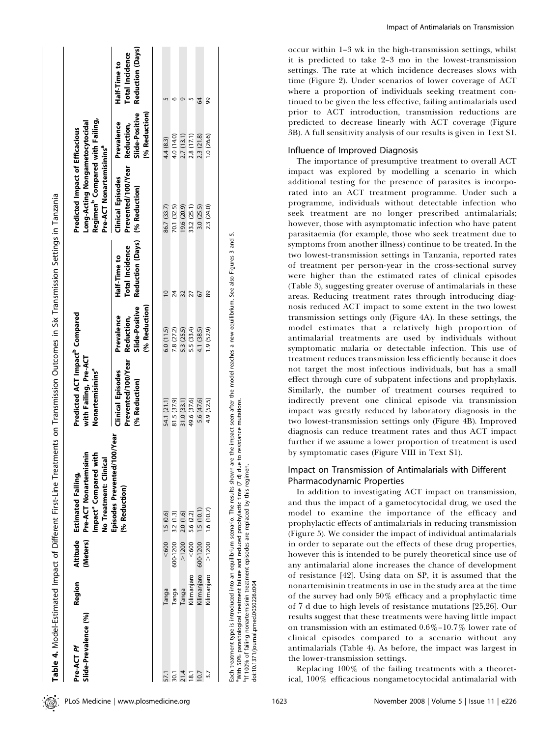**Table 4.** Model-Estimated Impact of Different First-Line Treatments on Transmission Outcomes in Six Transmission Settings in Tanzania

| Pre-ACT *Pf* Slide-Prevalence (%) | Region | Altitude (Meters) | Estimated Failing, Pre-ACT Nonartemisinin Impact[a] Compared with No Treatment: Clinical Episodes Prevented/100/Year (% Reduction) | Predicted ACT Impact[b] Compared with Failing, Pre-ACT Nonartemisinins[a] | | | Predicted Impact of Efficacious Long-Acting Nongametocytocidal Regimen[b] Compared with Failing, Pre-ACT Nonartemisinins[a] | | |
|---|---|---|---|---|---|---|---|---|---|
| | | | | Clinical Episodes Prevented/100/Year (% Reduction) | Prevalence Reduction, Slide-Positive (% Reduction) | Half-Time to Total Incidence Reduction (Days) | Clinical Episodes Prevented/100/Year (% Reduction) | Prevalence Reduction, Slide-Positive (% Reduction) | Half-Time to Total Incidence Reduction (Days) |
| 57.1 | Tanga | <600 | 1.5 (0.6) | 54.1 (21.1) | 6.0 (11.5) | 10 | 86.7 (33.7) | 4.4 (8.3) | 5 |
| 30.1 | Tanga | 600–1200 | 3.2 (1.3) | 81.5 (37.9) | 7.8 (27.2) | 24 | 70.1 (32.5) | 4.0 (14.0) | 6 |
| 21.4 | Tanga | >1200 | 2.0 (1.6) | 31.0 (33.1) | 5.3 (25.5) | 32 | 19.6 (20.9) | 2.7 (13.1) | 9 |
| 18.1 | Kilimanjaro | <600 | 5.6 (2.2) | 49.6 (37.6) | 5.5 (33.4) | 27 | 33.2 (25.1) | 2.8 (17.1) | 5 |
| 10.7 | Kilimanjaro | 600–1200 | 1.5 (10.1) | 5.6 (47.6) | 4.1 (38.5) | 67 | 3.0 (25.5) | 2.3 (21.8) | 64 |
| 3.7 | Kilimanjaro | >1200 | 1.6 (10.7) | 4.9 (52.5) | 1.9 (52.9) | 89 | 2.3 (24.0) | 1.0 (26.6) | 99 |

Each treatment type is introduced into an equilibrium scenario. The results shown are the impact seen after the model reaches a new equilibrium. See also Figures 3 and 5.
[a]With 50% parasitological treatment failure and reduced prophylactic time (7 d) due to resistance mutations.
[b]If 100% of failing nonartemisinin treatment episodes are replaced by this regimen.
doi:10.1371/journal.pmed.0050226.t004

occur within 1–3 wk in the high-transmission settings, whilst it is predicted to take 2–3 mo in the lowest-transmission settings. The rate at which incidence decreases slows with time (Figure 2). Under scenarios of lower coverage of ACT where a proportion of individuals seeking treatment continued to be given the less effective, failing antimalarials used prior to ACT introduction, transmission reductions are predicted to decrease linearly with ACT coverage (Figure 3B). A full sensitivity analysis of our results is given in Text S1.

### Influence of Improved Diagnosis

The importance of presumptive treatment to overall ACT impact was explored by modelling a scenario in which additional testing for the presence of parasites is incorporated into an ACT treatment programme. Under such a programme, individuals without detectable infection who seek treatment are no longer prescribed antimalarials; however, those with asymptomatic infection who have patent parasitaemia (for example, those who seek treatment due to symptoms from another illness) continue to be treated. In the two lowest-transmission settings in Tanzania, reported rates of treatment per person-year in the cross-sectional survey were higher than the estimated rates of clinical episodes (Table 3), suggesting greater overuse of antimalarials in these areas. Reducing treatment rates through introducing diagnosis reduced ACT impact to some extent in the two lowest transmission settings only (Figure 4A). In these settings, the model estimates that a relatively high proportion of antimalarial treatments are used by individuals without symptomatic malaria or detectable infection. This use of treatment reduces transmission less efficiently because it does not target the most infectious individuals, but has a small effect through cure of subpatent infections and prophylaxis. Similarly, the number of treatment courses required to indirectly prevent one clinical episode via transmission impact was greatly reduced by laboratory diagnosis in the two lowest-transmission settings only (Figure 4B). Improved diagnosis can reduce treatment rates and thus ACT impact further if we assume a lower proportion of treatment is used by symptomatic cases (Figure VIII in Text S1).

### Impact on Transmission of Antimalarials with Different Pharmacodynamic Properties

In addition to investigating ACT impact on transmission, and thus the impact of a gametocytocidal drug, we used the model to examine the importance of the efficacy and prophylactic effects of antimalarials in reducing transmission (Figure 5). We consider the impact of individual antimalarials in order to separate out the effects of these drug properties, however this is intended to be purely theoretical since use of any antimalarial alone increases the chance of development of resistance [42]. Using data on SP, it is assumed that the nonartemisinin treatments in use in the study area at the time of the survey had only 50% efficacy and a prophylactic time of 7 d due to high levels of resistance mutations [25,26]. Our results suggest that these treatments were having little impact on transmission with an estimated 0.6%–10.7% lower rate of clinical episodes compared to a scenario without any antimalarials (Table 4). As before, the impact was largest in the lower-transmission settings.

Replacing 100% of the failing treatments with a theoretical, 100% efficacious nongametocytocidal antimalarial with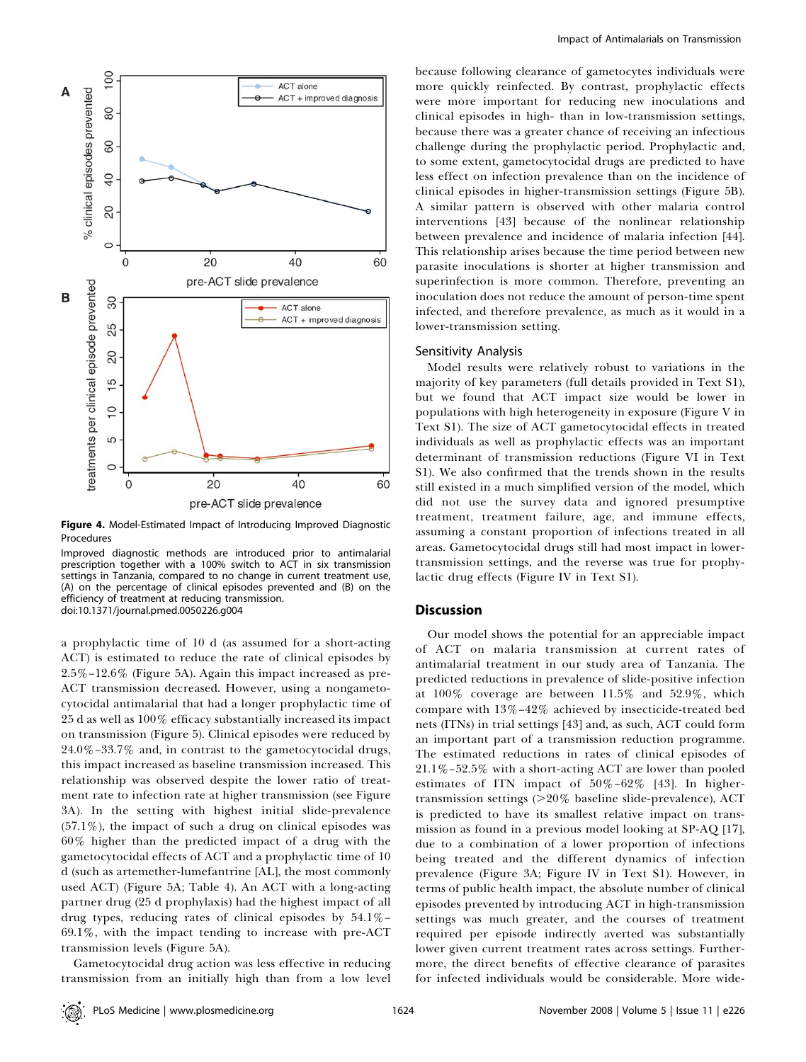**Figure 4.** Model-Estimated Impact of Introducing Improved Diagnostic Procedures

Improved diagnostic methods are introduced prior to antimalarial prescription together with a 100% switch to ACT in six transmission settings in Tanzania, compared to no change in current treatment use, (A) on the percentage of clinical episodes prevented and (B) on the efficiency of treatment at reducing transmission.
doi:10.1371/journal.pmed.0050226.g004

a prophylactic time of 10 d (as assumed for a short-acting ACT) is estimated to reduce the rate of clinical episodes by 2.5%–12.6% (Figure 5A). Again this impact increased as pre-ACT transmission decreased. However, using a nongametocytocidal antimalarial that had a longer prophylactic time of 25 d as well as 100% efficacy substantially increased its impact on transmission (Figure 5). Clinical episodes were reduced by 24.0%–33.7% and, in contrast to the gametocytocidal drugs, this impact increased as baseline transmission increased. This relationship was observed despite the lower ratio of treatment rate to infection rate at higher transmission (see Figure 3A). In the setting with highest initial slide-prevalence (57.1%), the impact of such a drug on clinical episodes was 60% higher than the predicted impact of a drug with the gametocytocidal effects of ACT and a prophylactic time of 10 d (such as artemether-lumefantrine [AL], the most commonly used ACT) (Figure 5A; Table 4). An ACT with a long-acting partner drug (25 d prophylaxis) had the highest impact of all drug types, reducing rates of clinical episodes by 54.1%–69.1%, with the impact tending to increase with pre-ACT transmission levels (Figure 5A).

Gametocytocidal drug action was less effective in reducing transmission from an initially high than from a low level because following clearance of gametocytes individuals were more quickly reinfected. By contrast, prophylactic effects were more important for reducing new inoculations and clinical episodes in high- than in low-transmission settings, because there was a greater chance of receiving an infectious challenge during the prophylactic period. Prophylactic and, to some extent, gametocytocidal drugs are predicted to have less effect on infection prevalence than on the incidence of clinical episodes in higher-transmission settings (Figure 5B). A similar pattern is observed with other malaria control interventions [43] because of the nonlinear relationship between prevalence and incidence of malaria infection [44]. This relationship arises because the time period between new parasite inoculations is shorter at higher transmission and superinfection is more common. Therefore, preventing an inoculation does not reduce the amount of person-time spent infected, and therefore prevalence, as much as it would in a lower-transmission setting.

### Sensitivity Analysis

Model results were relatively robust to variations in the majority of key parameters (full details provided in Text S1), but we found that ACT impact size would be lower in populations with high heterogeneity in exposure (Figure V in Text S1). The size of ACT gametocytocidal effects in treated individuals as well as prophylactic effects was an important determinant of transmission reductions (Figure VI in Text S1). We also confirmed that the trends shown in the results still existed in a much simplified version of the model, which did not use the survey data and ignored presumptive treatment, treatment failure, age, and immune effects, assuming a constant proportion of infections treated in all areas. Gametocytocidal drugs still had most impact in lower-transmission settings, and the reverse was true for prophylactic drug effects (Figure IV in Text S1).

## Discussion

Our model shows the potential for an appreciable impact of ACT on malaria transmission at current rates of antimalarial treatment in our study area of Tanzania. The predicted reductions in prevalence of slide-positive infection at 100% coverage are between 11.5% and 52.9%, which compare with 13%–42% achieved by insecticide-treated bed nets (ITNs) in trial settings [43] and, as such, ACT could form an important part of a transmission reduction programme. The estimated reductions in rates of clinical episodes of 21.1%–52.5% with a short-acting ACT are lower than pooled estimates of ITN impact of 50%–62% [43]. In higher-transmission settings (>20% baseline slide-prevalence), ACT is predicted to have its smallest relative impact on transmission as found in a previous model looking at SP-AQ [17], due to a combination of a lower proportion of infections being treated and the different dynamics of infection prevalence (Figure 3A; Figure IV in Text S1). However, in terms of public health impact, the absolute number of clinical episodes prevented by introducing ACT in high-transmission settings was much greater, and the courses of treatment required per episode indirectly averted was substantially lower given current treatment rates across settings. Furthermore, the direct benefits of effective clearance of parasites for infected individuals would be considerable. More wide-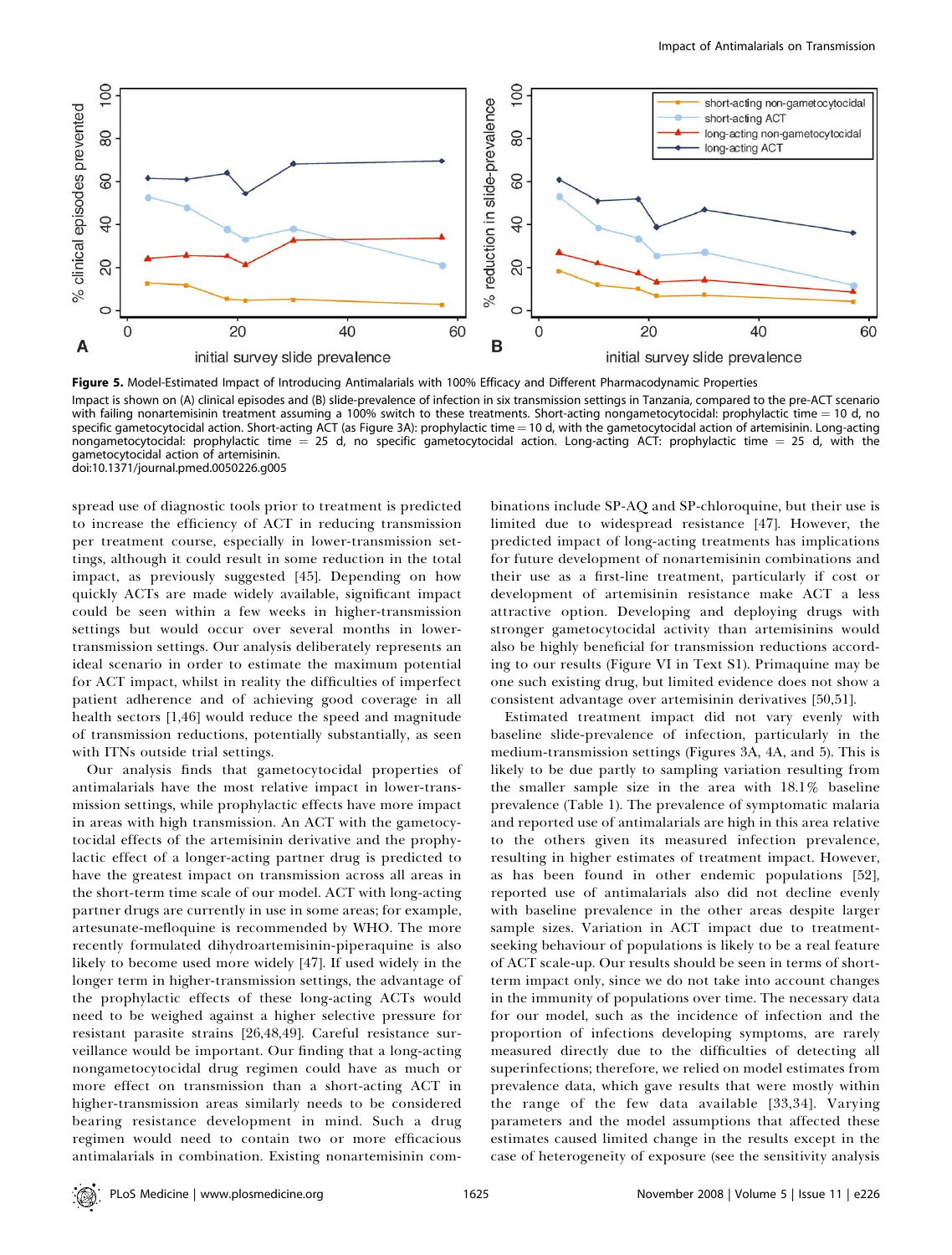**Figure 5. Model-Estimated Impact of Introducing Antimalarials with 100% Efficacy and Different Pharmacodynamic Properties**

Impact is shown on (A) clinical episodes and (B) slide-prevalence of infection in six transmission settings in Tanzania, compared to the pre-ACT scenario with failing nonartemisinin treatment assuming a 100% switch to these treatments. Short-acting nongametocytocidal: prophylactic time = 10 d, no specific gametocytocidal action. Short-acting ACT (as Figure 3A): prophylactic time = 10 d, with the gametocytocidal action of artemisinin. Long-acting nongametocytocidal: prophylactic time = 25 d, no specific gametocytocidal action. Long-acting ACT: prophylactic time = 25 d, with the gametocytocidal action of artemisinin.

doi:10.1371/journal.pmed.0050226.g005

spread use of diagnostic tools prior to treatment is predicted to increase the efficiency of ACT in reducing transmission per treatment course, especially in lower-transmission settings, although it could result in some reduction in the total impact, as previously suggested [45]. Depending on how quickly ACTs are made widely available, significant impact could be seen within a few weeks in higher-transmission settings but would occur over several months in lower-transmission settings. Our analysis deliberately represents an ideal scenario in order to estimate the maximum potential for ACT impact, whilst in reality the difficulties of imperfect patient adherence and of achieving good coverage in all health sectors [1,46] would reduce the speed and magnitude of transmission reductions, potentially substantially, as seen with ITNs outside trial settings.

Our analysis finds that gametocytocidal properties of antimalarials have the most relative impact in lower-transmission settings, while prophylactic effects have more impact in areas with high transmission. An ACT with the gametocytocidal effects of the artemisinin derivative and the prophylactic effect of a longer-acting partner drug is predicted to have the greatest impact on transmission across all areas in the short-term time scale of our model. ACT with long-acting partner drugs are currently in use in some areas; for example, artesunate-mefloquine is recommended by WHO. The more recently formulated dihydroartemisinin-piperaquine is also likely to become used more widely [47]. If used widely in the longer term in higher-transmission settings, the advantage of the prophylactic effects of these long-acting ACTs would need to be weighed against a higher selective pressure for resistant parasite strains [26,48,49]. Careful resistance surveillance would be important. Our finding that a long-acting nongametocytocidal drug regimen could have as much or more effect on transmission than a short-acting ACT in higher-transmission areas similarly needs to be considered bearing resistance development in mind. Such a drug regimen would need to contain two or more efficacious antimalarials in combination. Existing nonartemisinin combinations include SP-AQ and SP-chloroquine, but their use is limited due to widespread resistance [47]. However, the predicted impact of long-acting treatments has implications for future development of nonartemisinin combinations and their use as a first-line treatment, particularly if cost or development of artemisinin resistance make ACT a less attractive option. Developing and deploying drugs with stronger gametocytocidal activity than artemisinins would also be highly beneficial for transmission reductions according to our results (Figure VI in Text S1). Primaquine may be one such existing drug, but limited evidence does not show a consistent advantage over artemisinin derivatives [50,51].

Estimated treatment impact did not vary evenly with baseline slide-prevalence of infection, particularly in the medium-transmission settings (Figures 3A, 4A, and 5). This is likely to be due partly to sampling variation resulting from the smaller sample size in the area with 18.1% baseline prevalence (Table 1). The prevalence of symptomatic malaria and reported use of antimalarials are high in this area relative to the others given its measured infection prevalence, resulting in higher estimates of treatment impact. However, as has been found in other endemic populations [52], reported use of antimalarials also did not decline evenly with baseline prevalence in the other areas despite larger sample sizes. Variation in ACT impact due to treatment-seeking behaviour of populations is likely to be a real feature of ACT scale-up. Our results should be seen in terms of short-term impact only, since we do not take into account changes in the immunity of populations over time. The necessary data for our model, such as the incidence of infection and the proportion of infections developing symptoms, are rarely measured directly due to the difficulties of detecting all superinfections; therefore, we relied on model estimates from prevalence data, which gave results that were mostly within the range of the few data available [33,34]. Varying parameters and the model assumptions that affected these estimates caused limited change in the results except in the case of heterogeneity of exposure (see the sensitivity analysis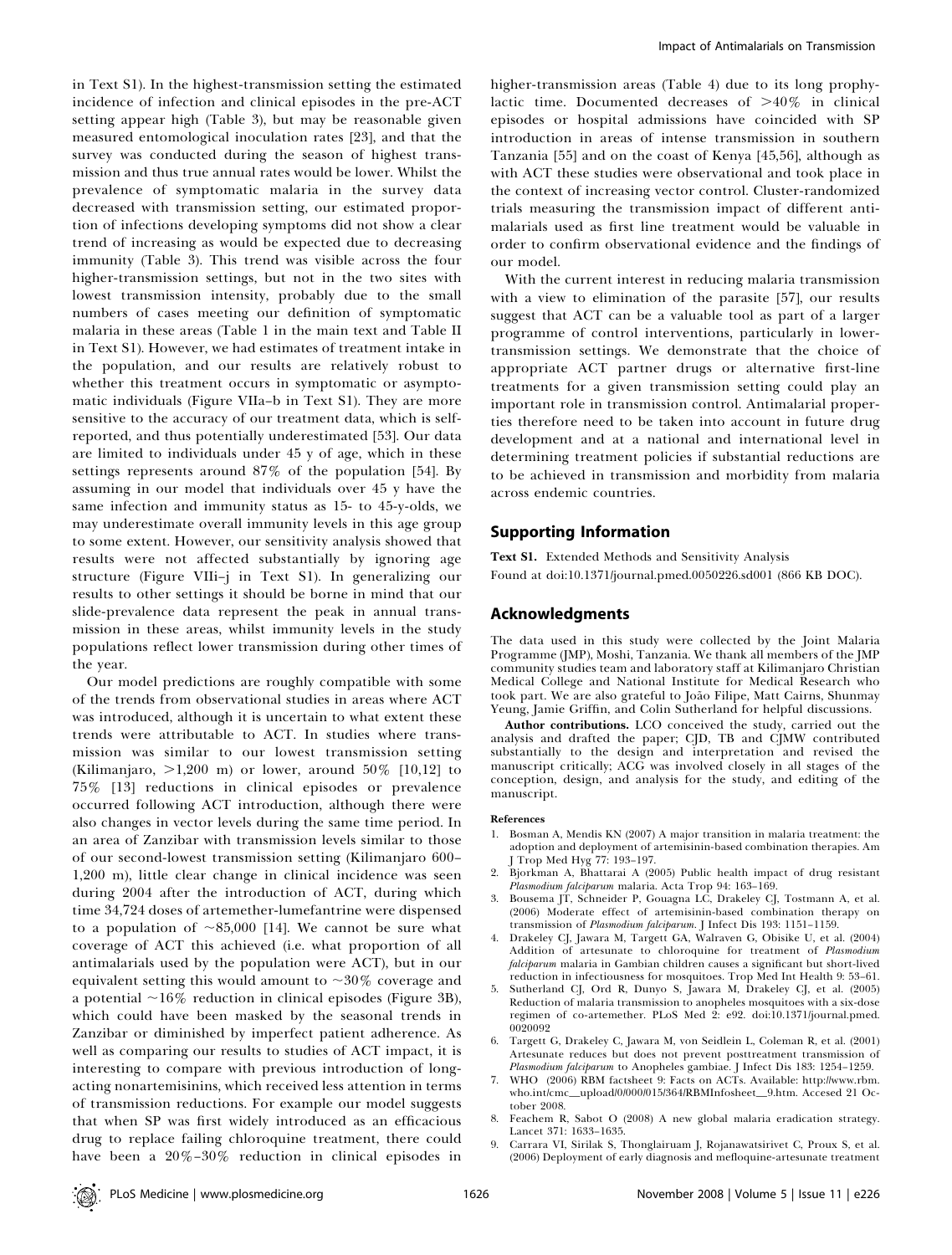in Text S1). In the highest-transmission setting the estimated incidence of infection and clinical episodes in the pre-ACT setting appear high (Table 3), but may be reasonable given measured entomological inoculation rates [23], and that the survey was conducted during the season of highest transmission and thus true annual rates would be lower. Whilst the prevalence of symptomatic malaria in the survey data decreased with transmission setting, our estimated proportion of infections developing symptoms did not show a clear trend of increasing as would be expected due to decreasing immunity (Table 3). This trend was visible across the four higher-transmission settings, but not in the two sites with lowest transmission intensity, probably due to the small numbers of cases meeting our definition of symptomatic malaria in these areas (Table 1 in the main text and Table II in Text S1). However, we had estimates of treatment intake in the population, and our results are relatively robust to whether this treatment occurs in symptomatic or asymptomatic individuals (Figure VIIa–b in Text S1). They are more sensitive to the accuracy of our treatment data, which is self-reported, and thus potentially underestimated [53]. Our data are limited to individuals under 45 y of age, which in these settings represents around 87% of the population [54]. By assuming in our model that individuals over 45 y have the same infection and immunity status as 15- to 45-y-olds, we may underestimate overall immunity levels in this age group to some extent. However, our sensitivity analysis showed that results were not affected substantially by ignoring age structure (Figure VIIi–j in Text S1). In generalizing our results to other settings it should be borne in mind that our slide-prevalence data represent the peak in annual transmission in these areas, whilst immunity levels in the study populations reflect lower transmission during other times of the year.

Our model predictions are roughly compatible with some of the trends from observational studies in areas where ACT was introduced, although it is uncertain to what extent these trends were attributable to ACT. In studies where transmission was similar to our lowest transmission setting (Kilimanjaro, >1,200 m) or lower, around 50% [10,12] to 75% [13] reductions in clinical episodes or prevalence occurred following ACT introduction, although there were also changes in vector levels during the same time period. In an area of Zanzibar with transmission levels similar to those of our second-lowest transmission setting (Kilimanjaro 600–1,200 m), little clear change in clinical incidence was seen during 2004 after the introduction of ACT, during which time 34,724 doses of artemether-lumefantrine were dispensed to a population of ~85,000 [14]. We cannot be sure what coverage of ACT this achieved (i.e. what proportion of all antimalarials used by the population were ACT), but in our equivalent setting this would amount to ~30% coverage and a potential ~16% reduction in clinical episodes (Figure 3B), which could have been masked by the seasonal trends in Zanzibar or diminished by imperfect patient adherence. As well as comparing our results to studies of ACT impact, it is interesting to compare with previous introduction of long-acting nonartemisinins, which received less attention in terms of transmission reductions. For example our model suggests that when SP was first widely introduced as an efficacious drug to replace failing chloroquine treatment, there could have been a 20%–30% reduction in clinical episodes in higher-transmission areas (Table 4) due to its long prophylactic time. Documented decreases of >40% in clinical episodes or hospital admissions have coincided with SP introduction in areas of intense transmission in southern Tanzania [55] and on the coast of Kenya [45,56], although as with ACT these studies were observational and took place in the context of increasing vector control. Cluster-randomized trials measuring the transmission impact of different antimalarials used as first line treatment would be valuable in order to confirm observational evidence and the findings of our model.

With the current interest in reducing malaria transmission with a view to elimination of the parasite [57], our results suggest that ACT can be a valuable tool as part of a larger programme of control interventions, particularly in lower-transmission settings. We demonstrate that the choice of appropriate ACT partner drugs or alternative first-line treatments for a given transmission setting could play an important role in transmission control. Antimalarial properties therefore need to be taken into account in future drug development and at a national and international level in determining treatment policies if substantial reductions are to be achieved in transmission and morbidity from malaria across endemic countries.

## Supporting Information

**Text S1.** Extended Methods and Sensitivity Analysis

Found at doi:10.1371/journal.pmed.0050226.sd001 (866 KB DOC).

## Acknowledgments

The data used in this study were collected by the Joint Malaria Programme (JMP), Moshi, Tanzania. We thank all members of the JMP community studies team and laboratory staff at Kilimanjaro Christian Medical College and National Institute for Medical Research who took part. We are also grateful to João Filipe, Matt Cairns, Shunmay Yeung, Jamie Griffin, and Colin Sutherland for helpful discussions.

**Author contributions.** LCO conceived the study, carried out the analysis and drafted the paper; CJD, TB and CJMW contributed substantially to the design and interpretation and revised the manuscript critically; ACG was involved closely in all stages of the conception, design, and analysis for the study, and editing of the manuscript.

### References

1. Bosman A, Mendis KN (2007) A major transition in malaria treatment: the adoption and deployment of artemisinin-based combination therapies. Am J Trop Med Hyg 77: 193–197.
2. Bjorkman A, Bhattarai A (2005) Public health impact of drug resistant *Plasmodium falciparum* malaria. Acta Trop 94: 163–169.
3. Bousema JT, Schneider P, Gouagna LC, Drakeley CJ, Tostmann A, et al. (2006) Moderate effect of artemisinin-based combination therapy on transmission of *Plasmodium falciparum*. J Infect Dis 193: 1151–1159.
4. Drakeley CJ, Jawara M, Targett GA, Walraven G, Obisike U, et al. (2004) Addition of artesunate to chloroquine for treatment of *Plasmodium falciparum* malaria in Gambian children causes a significant but short-lived reduction in infectiousness for mosquitoes. Trop Med Int Health 9: 53–61.
5. Sutherland CJ, Ord R, Dunyo S, Jawara M, Drakeley CJ, et al. (2005) Reduction of malaria transmission to anopheles mosquitoes with a six-dose regimen of co-artemether. PLoS Med 2: e92. doi:10.1371/journal.pmed.0020092
6. Targett G, Drakeley C, Jawara M, von Seidlein L, Coleman R, et al. (2001) Artesunate reduces but does not prevent posttreatment transmission of *Plasmodium falciparum* to Anopheles gambiae. J Infect Dis 183: 1254–1259.
7. WHO (2006) RBM factsheet 9: Facts on ACTs. Available: http://www.rbm.who.int/cmc_upload/0/000/015/364/RBMInfosheet_9.htm. Accesed 21 October 2008.
8. Feachem R, Sabot O (2008) A new global malaria eradication strategy. Lancet 371: 1633–1635.
9. Carrara VI, Sirilak S, Thonglairuam J, Rojanawatsirivet C, Proux S, et al. (2006) Deployment of early diagnosis and mefloquine-artesunate treatment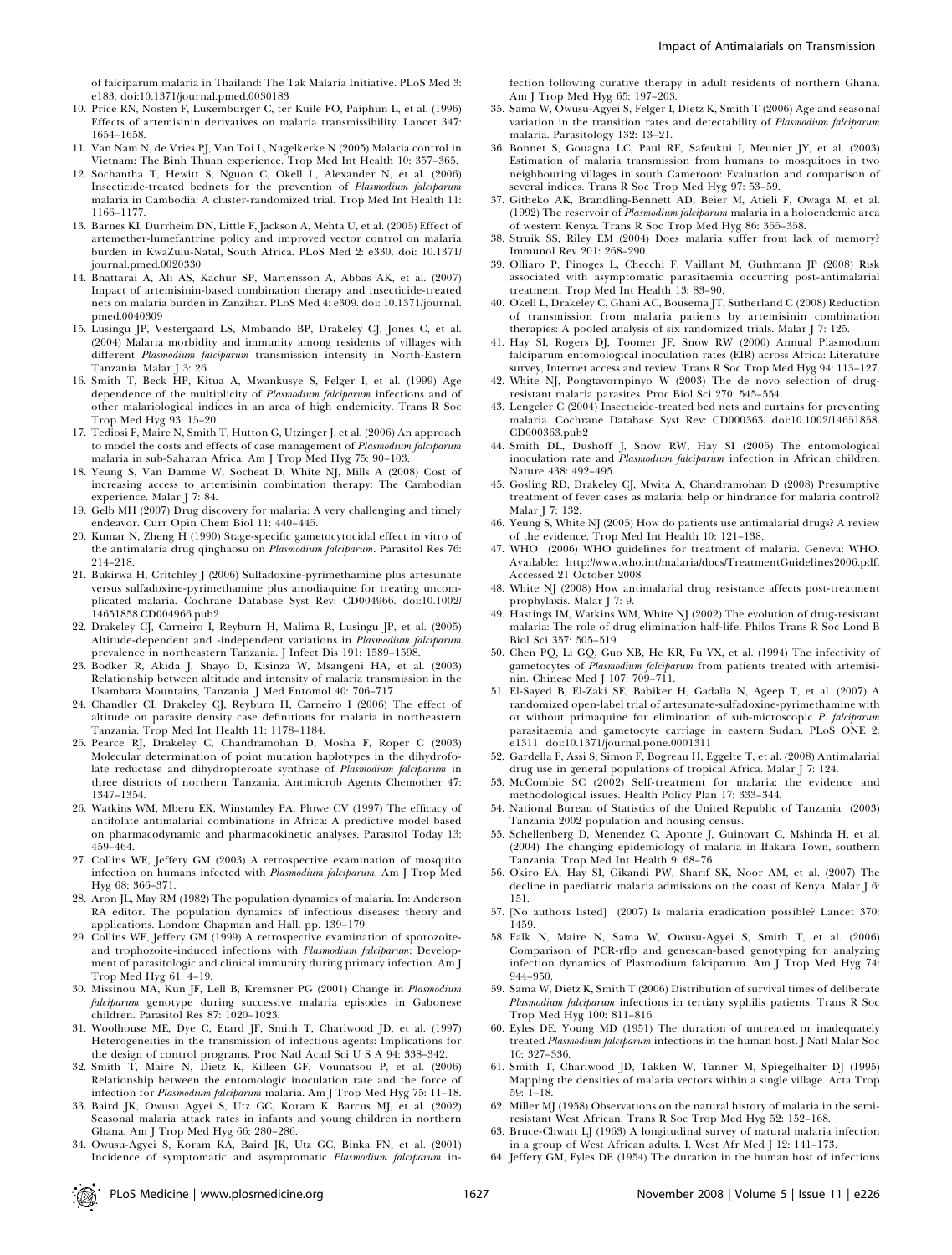of falciparum malaria in Thailand: The Tak Malaria Initiative. PLoS Med 3: e183. doi:10.1371/journal.pmed.0030183

10. Price RN, Nosten F, Luxemburger C, ter Kuile FO, Paiphun L, et al. (1996) Effects of artemisinin derivatives on malaria transmissibility. Lancet 347: 1654–1658.
11. Van Nam N, de Vries PJ, Van Toi L, Nagelkerke N (2005) Malaria control in Vietnam: The Binh Thuan experience. Trop Med Int Health 10: 357–365.
12. Sochantha T, Hewitt S, Nguon C, Okell L, Alexander N, et al. (2006) Insecticide-treated bednets for the prevention of *Plasmodium falciparum* malaria in Cambodia: A cluster-randomized trial. Trop Med Int Health 11: 1166–1177.
13. Barnes KI, Durrheim DN, Little F, Jackson A, Mehta U, et al. (2005) Effect of artemether-lumefantrine policy and improved vector control on malaria burden in KwaZulu-Natal, South Africa. PLoS Med 2: e330. doi: 10.1371/journal.pmed.0020330
14. Bhattarai A, Ali AS, Kachur SP, Martensson A, Abbas AK, et al. (2007) Impact of artemisinin-based combination therapy and insecticide-treated nets on malaria burden in Zanzibar. PLoS Med 4: e309. doi: 10.1371/journal.pmed.0040309
15. Lusingu JP, Vestergaard LS, Mmbando BP, Drakeley CJ, Jones C, et al. (2004) Malaria morbidity and immunity among residents of villages with different *Plasmodium falciparum* transmission intensity in North-Eastern Tanzania. Malar J 3: 26.
16. Smith T, Beck HP, Kitua A, Mwankusye S, Felger I, et al. (1999) Age dependence of the multiplicity of *Plasmodium falciparum* infections and of other malariological indices in an area of high endemicity. Trans R Soc Trop Med Hyg 93: 15–20.
17. Tediosi F, Maire N, Smith T, Hutton G, Utzinger J, et al. (2006) An approach to model the costs and effects of case management of *Plasmodium falciparum* malaria in sub-Saharan Africa. Am J Trop Med Hyg 75: 90–103.
18. Yeung S, Van Damme W, Socheat D, White NJ, Mills A (2008) Cost of increasing access to artemisinin combination therapy: The Cambodian experience. Malar J 7: 84.
19. Gelb MH (2007) Drug discovery for malaria: A very challenging and timely endeavor. Curr Opin Chem Biol 11: 440–445.
20. Kumar N, Zheng H (1990) Stage-specific gametocytocidal effect in vitro of the antimalaria drug qinghaosu on *Plasmodium falciparum*. Parasitol Res 76: 214–218.
21. Bukirwa H, Critchley J (2006) Sulfadoxine-pyrimethamine plus artesunate versus sulfadoxine-pyrimethamine plus amodiaquine for treating uncomplicated malaria. Cochrane Database Syst Rev: CD004966. doi:10.1002/14651858.CD004966.pub2
22. Drakeley CJ, Carneiro I, Reyburn H, Malima R, Lusingu JP, et al. (2005) Altitude-dependent and -independent variations in *Plasmodium falciparum* prevalence in northeastern Tanzania. J Infect Dis 191: 1589–1598.
23. Bodker R, Akida J, Shayo D, Kisinza W, Msangeni HA, et al. (2003) Relationship between altitude and intensity of malaria transmission in the Usambara Mountains, Tanzania. J Med Entomol 40: 706–717.
24. Chandler CI, Drakeley CJ, Reyburn H, Carneiro I (2006) The effect of altitude on parasite density case definitions for malaria in northeastern Tanzania. Trop Med Int Health 11: 1178–1184.
25. Pearce RJ, Drakeley C, Chandramohan D, Mosha F, Roper C (2003) Molecular determination of point mutation haplotypes in the dihydrofolate reductase and dihydropteroate synthase of *Plasmodium falciparum* in three districts of northern Tanzania. Antimicrob Agents Chemother 47: 1347–1354.
26. Watkins WM, Mberu EK, Winstanley PA, Plowe CV (1997) The efficacy of antifolate antimalarial combinations in Africa: A predictive model based on pharmacodynamic and pharmacokinetic analyses. Parasitol Today 13: 459–464.
27. Collins WE, Jeffery GM (2003) A retrospective examination of mosquito infection on humans infected with *Plasmodium falciparum*. Am J Trop Med Hyg 68: 366–371.
28. Aron JL, May RM (1982) The population dynamics of malaria. In: Anderson RA editor. The population dynamics of infectious diseases: theory and applications. London: Chapman and Hall. pp. 139–179.
29. Collins WE, Jeffery GM (1999) A retrospective examination of sporozoite- and trophozoite-induced infections with *Plasmodium falciparum*: Development of parasitologic and clinical immunity during primary infection. Am J Trop Med Hyg 61: 4–19.
30. Missinou MA, Kun JF, Lell B, Kremsner PG (2001) Change in *Plasmodium falciparum* genotype during successive malaria episodes in Gabonese children. Parasitol Res 87: 1020–1023.
31. Woolhouse ME, Dye C, Etard JF, Smith T, Charlwood JD, et al. (1997) Heterogeneities in the transmission of infectious agents: Implications for the design of control programs. Proc Natl Acad Sci U S A 94: 338–342.
32. Smith T, Maire N, Dietz K, Killeen GF, Vounatsou P, et al. (2006) Relationship between the entomologic inoculation rate and the force of infection for *Plasmodium falciparum* malaria. Am J Trop Med Hyg 75: 11–18.
33. Baird JK, Owusu Agyei S, Utz GC, Koram K, Barcus MJ, et al. (2002) Seasonal malaria attack rates in infants and young children in northern Ghana. Am J Trop Med Hyg 66: 280–286.
34. Owusu-Agyei S, Koram KA, Baird JK, Utz GC, Binka FN, et al. (2001) Incidence of symptomatic and asymptomatic *Plasmodium falciparum* infection following curative therapy in adult residents of northern Ghana. Am J Trop Med Hyg 65: 197–203.
35. Sama W, Owusu-Agyei S, Felger I, Dietz K, Smith T (2006) Age and seasonal variation in the transition rates and detectability of *Plasmodium falciparum* malaria. Parasitology 132: 13–21.
36. Bonnet S, Gouagna LC, Paul RE, Safeukui I, Meunier JY, et al. (2003) Estimation of malaria transmission from humans to mosquitoes in two neighbouring villages in south Cameroon: Evaluation and comparison of several indices. Trans R Soc Trop Med Hyg 97: 53–59.
37. Githeko AK, Brandling-Bennett AD, Beier M, Atieli F, Owaga M, et al. (1992) The reservoir of *Plasmodium falciparum* malaria in a holoendemic area of western Kenya. Trans R Soc Trop Med Hyg 86: 355–358.
38. Struik SS, Riley EM (2004) Does malaria suffer from lack of memory? Immunol Rev 201: 268–290.
39. Olliaro P, Pinoges L, Checchi F, Vaillant M, Guthmann JP (2008) Risk associated with asymptomatic parasitaemia occurring post-antimalarial treatment. Trop Med Int Health 13: 83–90.
40. Okell L, Drakeley C, Ghani AC, Bousema JT, Sutherland C (2008) Reduction of transmission from malaria patients by artemisinin combination therapies: A pooled analysis of six randomized trials. Malar J 7: 125.
41. Hay SI, Rogers DJ, Toomer JF, Snow RW (2000) Annual Plasmodium falciparum entomological inoculation rates (EIR) across Africa: Literature survey, Internet access and review. Trans R Soc Trop Med Hyg 94: 113–127.
42. White NJ, Pongtavornpinyo W (2003) The de novo selection of drug-resistant malaria parasites. Proc Biol Sci 270: 545–554.
43. Lengeler C (2004) Insecticide-treated bed nets and curtains for preventing malaria. Cochrane Database Syst Rev: CD000363. doi:10.1002/14651858.CD000363.pub2
44. Smith DL, Dushoff J, Snow RW, Hay SI (2005) The entomological inoculation rate and *Plasmodium falciparum* infection in African children. Nature 438: 492–495.
45. Gosling RD, Drakeley CJ, Mwita A, Chandramohan D (2008) Presumptive treatment of fever cases as malaria: help or hindrance for malaria control? Malar J 7: 132.
46. Yeung S, White NJ (2005) How do patients use antimalarial drugs? A review of the evidence. Trop Med Int Health 10: 121–138.
47. WHO (2006) WHO guidelines for treatment of malaria. Geneva: WHO. Available: http://www.who.int/malaria/docs/TreatmentGuidelines2006.pdf. Accessed 21 October 2008.
48. White NJ (2008) How antimalarial drug resistance affects post-treatment prophylaxis. Malar J 7: 9.
49. Hastings IM, Watkins WM, White NJ (2002) The evolution of drug-resistant malaria: The role of drug elimination half-life. Philos Trans R Soc Lond B Biol Sci 357: 505–519.
50. Chen PQ, Li GQ, Guo XB, He KR, Fu YX, et al. (1994) The infectivity of gametocytes of *Plasmodium falciparum* from patients treated with artemisinin. Chinese Med J 107: 709–711.
51. El-Sayed B, El-Zaki SE, Babiker H, Gadalla N, Ageep T, et al. (2007) A randomized open-label trial of artesunate-sulfadoxine-pyrimethamine with or without primaquine for elimination of sub-microscopic *P. falciparum* parasitaemia and gametocyte carriage in eastern Sudan. PLoS ONE 2: e1311 doi:10.1371/journal.pone.0001311
52. Gardella F, Assi S, Simon F, Bogreau H, Eggelte T, et al. (2008) Antimalarial drug use in general populations of tropical Africa. Malar J 7: 124.
53. McCombie SC (2002) Self-treatment for malaria: the evidence and methodological issues. Health Policy Plan 17: 333–344.
54. National Bureau of Statistics of the United Republic of Tanzania (2003) Tanzania 2002 population and housing census.
55. Schellenberg D, Menendez C, Aponte J, Guinovart C, Mshinda H, et al. (2004) The changing epidemiology of malaria in Ifakara Town, southern Tanzania. Trop Med Int Health 9: 68–76.
56. Okiro EA, Hay SI, Gikandi PW, Sharif SK, Noor AM, et al. (2007) The decline in paediatric malaria admissions on the coast of Kenya. Malar J 6: 151.
57. [No authors listed] (2007) Is malaria eradication possible? Lancet 370: 1459.
58. Falk N, Maire N, Sama W, Owusu-Agyei S, Smith T, et al. (2006) Comparison of PCR-rflp and genescan-based genotyping for analyzing infection dynamics of Plasmodium falciparum. Am J Trop Med Hyg 74: 944–950.
59. Sama W, Dietz K, Smith T (2006) Distribution of survival times of deliberate *Plasmodium falciparum* infections in tertiary syphilis patients. Trans R Soc Trop Med Hyg 100: 811–816.
60. Eyles DE, Young MD (1951) The duration of untreated or inadequately treated *Plasmodium falciparum* infections in the human host. J Natl Malar Soc 10: 327–336.
61. Smith T, Charlwood JD, Takken W, Tanner M, Spiegelhalter DJ (1995) Mapping the densities of malaria vectors within a single village. Acta Trop 59: 1–18.
62. Miller MJ (1958) Observations on the natural history of malaria in the semi-resistant West African. Trans R Soc Trop Med Hyg 52: 152–168.
63. Bruce-Chwatt LJ (1963) A longitudinal survey of natural malaria infection in a group of West African adults. I. West Afr Med J 12: 141–173.
64. Jeffery GM, Eyles DE (1954) The duration in the human host of infections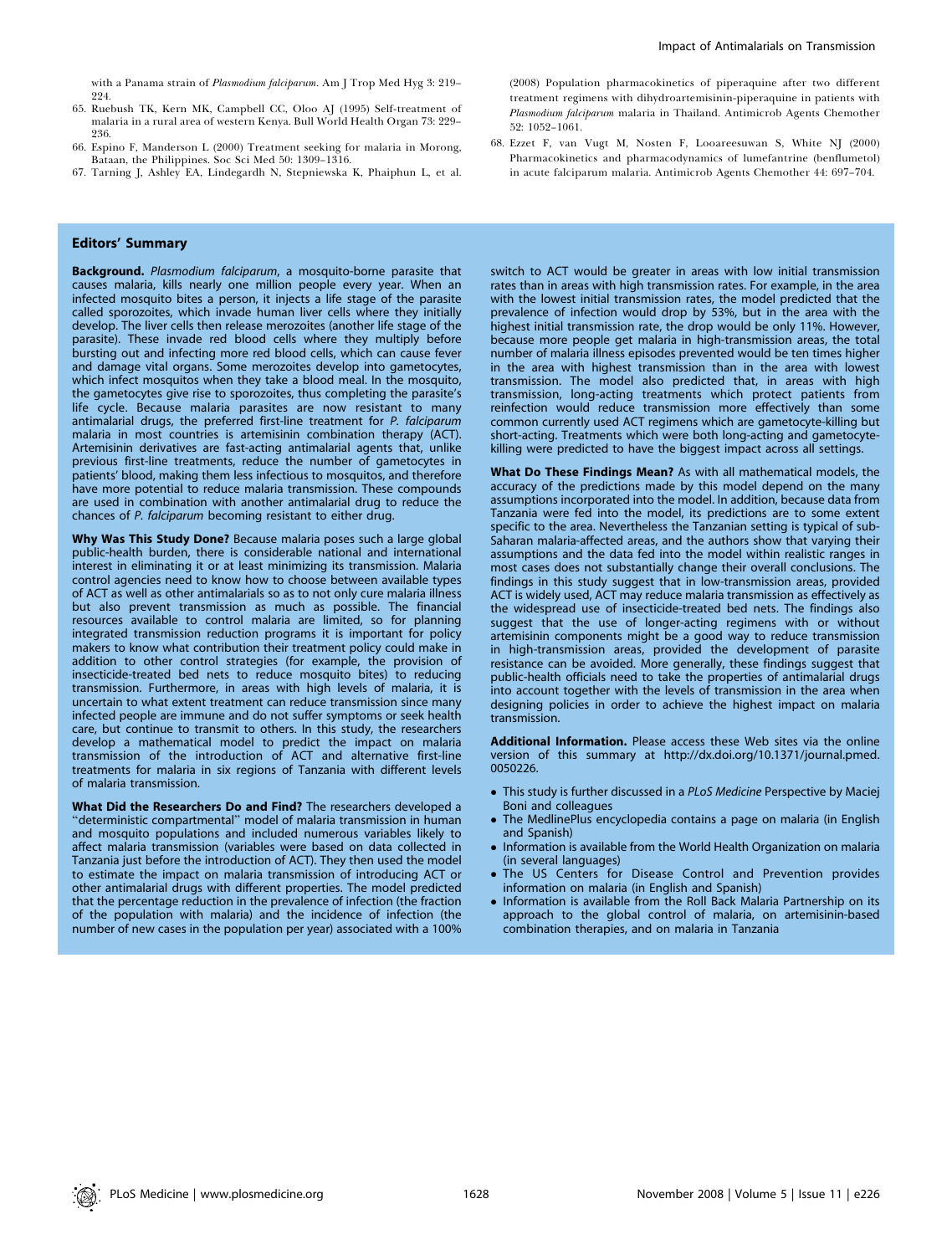with a Panama strain of *Plasmodium falciparum*. Am J Trop Med Hyg 3: 219–224.

65. Ruebush TK, Kern MK, Campbell CC, Oloo AJ (1995) Self-treatment of malaria in a rural area of western Kenya. Bull World Health Organ 73: 229–236.
66. Espino F, Manderson L (2000) Treatment seeking for malaria in Morong, Bataan, the Philippines. Soc Sci Med 50: 1309–1316.
67. Tarning J, Ashley EA, Lindegardh N, Stepniewska K, Phaiphun L, et al. (2008) Population pharmacokinetics of piperaquine after two different treatment regimens with dihydroartemisinin-piperaquine in patients with *Plasmodium falciparum* malaria in Thailand. Antimicrob Agents Chemother 52: 1052–1061.
68. Ezzet F, van Vugt M, Nosten F, Looareesuwan S, White NJ (2000) Pharmacokinetics and pharmacodynamics of lumefantrine (benflumetol) in acute falciparum malaria. Antimicrob Agents Chemother 44: 697–704.

## Editors' Summary

**Background.** *Plasmodium falciparum*, a mosquito-borne parasite that causes malaria, kills nearly one million people every year. When an infected mosquito bites a person, it injects a life stage of the parasite called sporozoites, which invade human liver cells where they initially develop. The liver cells then release merozoites (another life stage of the parasite). These invade red blood cells where they multiply before bursting out and infecting more red blood cells, which can cause fever and damage vital organs. Some merozoites develop into gametocytes, which infect mosquitos when they take a blood meal. In the mosquito, the gametocytes give rise to sporozoites, thus completing the parasite's life cycle. Because malaria parasites are now resistant to many antimalarial drugs, the preferred first-line treatment for *P. falciparum* malaria in most countries is artemisinin combination therapy (ACT). Artemisinin derivatives are fast-acting antimalarial agents that, unlike previous first-line treatments, reduce the number of gametocytes in patients' blood, making them less infectious to mosquitos, and therefore have more potential to reduce malaria transmission. These compounds are used in combination with another antimalarial drug to reduce the chances of *P. falciparum* becoming resistant to either drug.

**Why Was This Study Done?** Because malaria poses such a large global public-health burden, there is considerable national and international interest in eliminating it or at least minimizing its transmission. Malaria control agencies need to know how to choose between available types of ACT as well as other antimalarials so as to not only cure malaria illness but also prevent transmission as much as possible. The financial resources available to control malaria are limited, so for planning integrated transmission reduction programs it is important for policy makers to know what contribution their treatment policy could make in addition to other control strategies (for example, the provision of insecticide-treated bed nets to reduce mosquito bites) to reducing transmission. Furthermore, in areas with high levels of malaria, it is uncertain to what extent treatment can reduce transmission since many infected people are immune and do not suffer symptoms or seek health care, but continue to transmit to others. In this study, the researchers develop a mathematical model to predict the impact on malaria transmission of the introduction of ACT and alternative first-line treatments for malaria in six regions of Tanzania with different levels of malaria transmission.

**What Did the Researchers Do and Find?** The researchers developed a "deterministic compartmental" model of malaria transmission in human and mosquito populations and included numerous variables likely to affect malaria transmission (variables were based on data collected in Tanzania just before the introduction of ACT). They then used the model to estimate the impact on malaria transmission of introducing ACT or other antimalarial drugs with different properties. The model predicted that the percentage reduction in the prevalence of infection (the fraction of the population with malaria) and the incidence of infection (the number of new cases in the population per year) associated with a 100% switch to ACT would be greater in areas with low initial transmission rates than in areas with high transmission rates. For example, in the area with the lowest initial transmission rates, the model predicted that the prevalence of infection would drop by 53%, but in the area with the highest initial transmission rate, the drop would be only 11%. However, because more people get malaria in high-transmission areas, the total number of malaria illness episodes prevented would be ten times higher in the area with highest transmission than in the area with lowest transmission. The model also predicted that, in areas with high transmission, long-acting treatments which protect patients from reinfection would reduce transmission more effectively than some common currently used ACT regimens which are gametocyte-killing but short-acting. Treatments which were both long-acting and gametocyte-killing were predicted to have the biggest impact across all settings.

**What Do These Findings Mean?** As with all mathematical models, the accuracy of the predictions made by this model depend on the many assumptions incorporated into the model. In addition, because data from Tanzania were fed into the model, its predictions are to some extent specific to the area. Nevertheless the Tanzanian setting is typical of sub-Saharan malaria-affected areas, and the authors show that varying their assumptions and the data fed into the model within realistic ranges in most cases does not substantially change their overall conclusions. The findings in this study suggest that in low-transmission areas, provided ACT is widely used, ACT may reduce malaria transmission as effectively as the widespread use of insecticide-treated bed nets. The findings also suggest that the use of longer-acting regimens with or without artemisinin components might be a good way to reduce transmission in high-transmission areas, provided the development of parasite resistance can be avoided. More generally, these findings suggest that public-health officials need to take the properties of antimalarial drugs into account together with the levels of transmission in the area when designing policies in order to achieve the highest impact on malaria transmission.

**Additional Information.** Please access these Web sites via the online version of this summary at http://dx.doi.org/10.1371/journal.pmed.0050226.

- This study is further discussed in a *PLoS Medicine* Perspective by Maciej Boni and colleagues
- The MedlinePlus encyclopedia contains a page on malaria (in English and Spanish)
- Information is available from the World Health Organization on malaria (in several languages)
- The US Centers for Disease Control and Prevention provides information on malaria (in English and Spanish)
- Information is available from the Roll Back Malaria Partnership on its approach to the global control of malaria, on artemisinin-based combination therapies, and on malaria in Tanzania